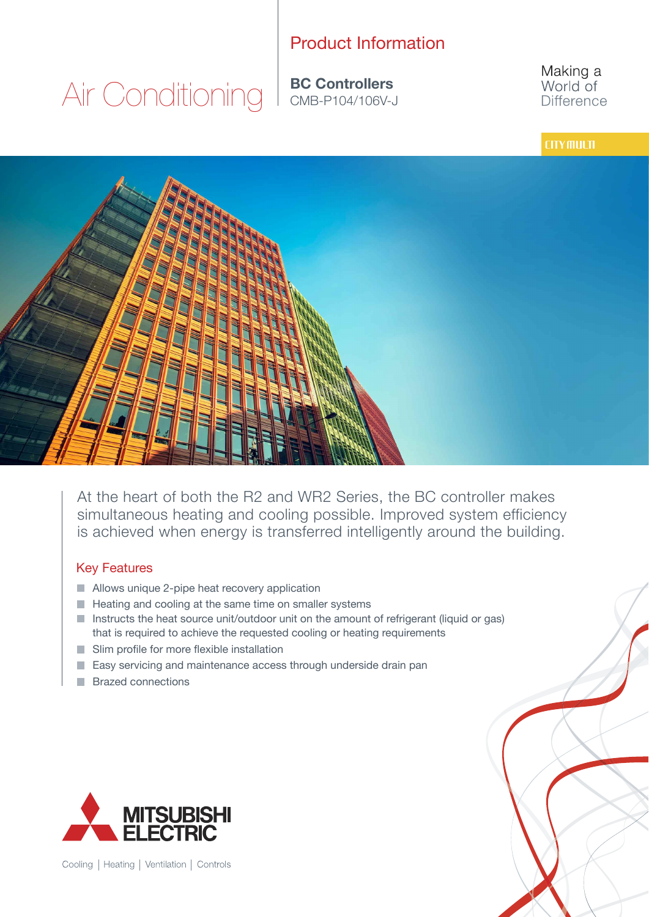# Air Conditioning

## Product Information

**BC Controllers**
CMB-P104/106V-J

Making a World of Difference

CITY MULTI

At the heart of both the R2 and WR2 Series, the BC controller makes simultaneous heating and cooling possible. Improved system efficiency is achieved when energy is transferred intelligently around the building.

## Key Features

- Allows unique 2-pipe heat recovery application
- Heating and cooling at the same time on smaller systems
- Instructs the heat source unit/outdoor unit on the amount of refrigerant (liquid or gas) that is required to achieve the requested cooling or heating requirements
- Slim profile for more flexible installation
- Easy servicing and maintenance access through underside drain pan
- Brazed connections

MITSUBISHI ELECTRIC

Cooling | Heating | Ventilation | Controls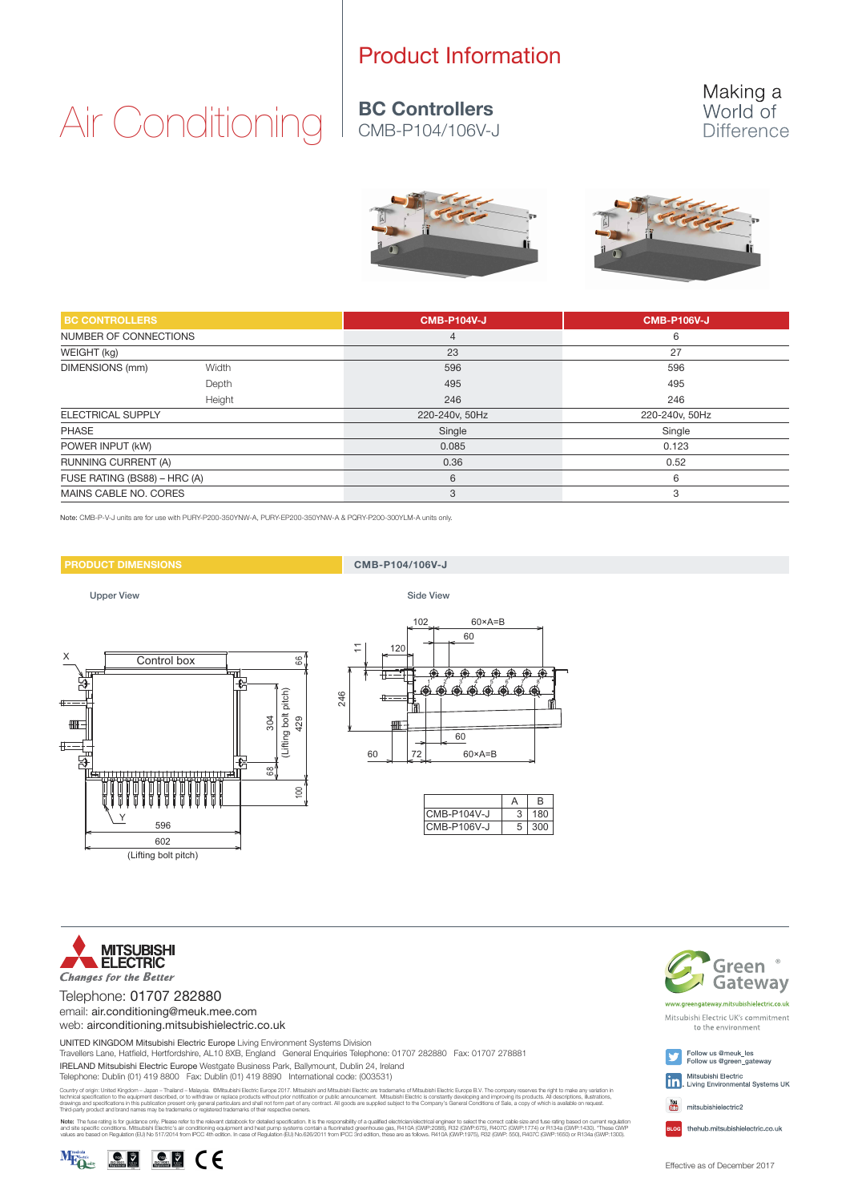# Air Conditioning

## Product Information

### BC Controllers
CMB-P104/106V-J

Making a World of Difference

| BC CONTROLLERS | | CMB-P104V-J | CMB-P106V-J |
|---|---|---|---|
| NUMBER OF CONNECTIONS | | 4 | 6 |
| WEIGHT (kg) | | 23 | 27 |
| DIMENSIONS (mm) | Width | 596 | 596 |
| | Depth | 495 | 495 |
| | Height | 246 | 246 |
| ELECTRICAL SUPPLY | | 220-240v, 50Hz | 220-240v, 50Hz |
| PHASE | | Single | Single |
| POWER INPUT (kW) | | 0.085 | 0.123 |
| RUNNING CURRENT (A) | | 0.36 | 0.52 |
| FUSE RATING (BS88) – HRC (A) | | 6 | 6 |
| MAINS CABLE NO. CORES | | 3 | 3 |

Note: CMB-P-V-J units are for use with PURY-P200-350YNW-A, PURY-EP200-350YNW-A & PQRY-P200-300YLM-A units only.

**PRODUCT DIMENSIONS** CMB-P104/106V-J

Upper View

X
Control box
66
304
(Lifting bolt pitch)
429
68
100
Y
596
602
(Lifting bolt pitch)

Side View

102
60×A=B
60
11
120
246
60
60
72
60×A=B

| | A | B |
|---|---|---|
| CMB-P104V-J | 3 | 180 |
| CMB-P106V-J | 5 | 300 |

MITSUBISHI ELECTRIC
*Changes for the Better*

Telephone: 01707 282880
email: air.conditioning@meuk.mee.com
web: airconditioning.mitsubishielectric.co.uk

UNITED KINGDOM Mitsubishi Electric Europe Living Environment Systems Division
Travellers Lane, Hatfield, Hertfordshire, AL10 8XB, England General Enquiries Telephone: 01707 282880 Fax: 01707 278881
IRELAND Mitsubishi Electric Europe Westgate Business Park, Ballymount, Dublin 24, Ireland
Telephone: Dublin (01) 419 8800 Fax: Dublin (01) 419 8890 International code: (003531)

Country of origin: United Kingdom – Japan – Thailand – Malaysia. ©Mitsubishi Electric Europe 2017. Mitsubishi and Mitsubishi Electric are trademarks of Mitsubishi Electric Europe B.V. The company reserves the right to make any variation in technical specification to the equipment described, or to withdraw or replace products without prior notification or public announcement. Mitsubishi Electric is constantly developing and improving its products. All descriptions, illustrations, drawings and specifications in this publication present only general particulars and shall not form part of any contract. All goods are supplied subject to the Company's General Conditions of Sale, a copy of which is available on request. Third-party product and brand names may be trademarks or registered trademarks of their respective owners.

Note: The fuse rating is for guidance only. Please refer to the relevant databook for detailed specification. It is the responsibility of a qualified electrician/electrical engineer to select the correct cable size and fuse rating based on current regulation and site specific conditions. Mitsubishi Electric's air conditioning equipment and heat pump systems contain a fluorinated greenhouse gas, R410A (GWP:2088), R32 (GWP:675), R407C (GWP:1774) or R134a (GWP:1430). *These GWP values are based on Regulation (EU) No 517/2014 from IPCC 4th edition. In case of Regulation (EU) No.626/2011 from IPCC 3rd edition, these are as follows. R410A (GWP:1975), R32 (GWP: 550), R407C (GWP:1650) or R134a (GWP:1300).

Green Gateway
www.greengateway.mitsubishielectric.co.uk
Mitsubishi Electric UK's commitment to the environment

Follow us @meuk_les
Follow us @green_gateway
Mitsubishi Electric Living Environmental Systems UK
mitsubishielectric2
thehub.mitsubishielectric.co.uk

Effective as of December 2017